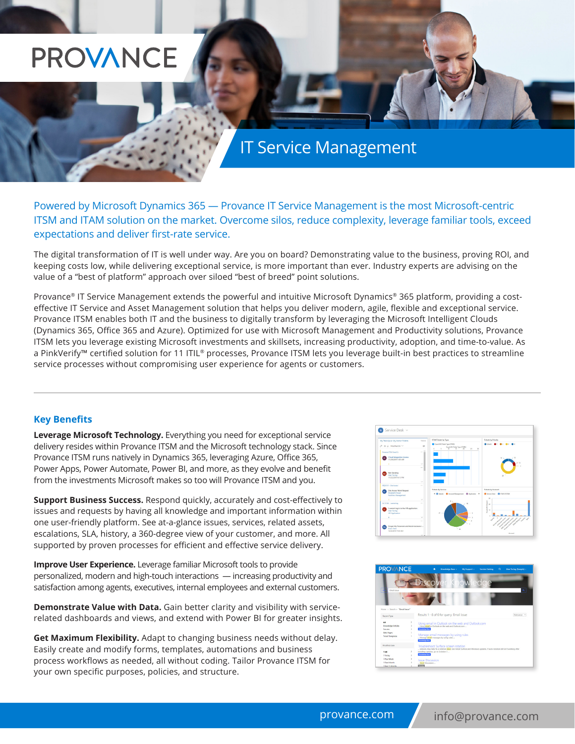# PROVANCE

## IT Service Management

Powered by Microsoft Dynamics 365 — Provance IT Service Management is the most Microsoft-centric ITSM and ITAM solution on the market. Overcome silos, reduce complexity, leverage familiar tools, exceed expectations and deliver first-rate service.

The digital transformation of IT is well under way. Are you on board? Demonstrating value to the business, proving ROI, and keeping costs low, while delivering exceptional service, is more important than ever. Industry experts are advising on the value of a "best of platform" approach over siloed "best of breed" point solutions.

Provance® IT Service Management extends the powerful and intuitive Microsoft Dynamics® 365 platform, providing a cost-effective IT Service and Asset Management solution that helps you deliver modern, agile, flexible and exceptional service. Provance ITSM enables both IT and the business to digitally transform by leveraging the Microsoft Intelligent Clouds (Dynamics 365, Office 365 and Azure). Optimized for use with Microsoft Management and Productivity solutions, Provance ITSM lets you leverage existing Microsoft investments and skillsets, increasing productivity, adoption, and time-to-value. As a PinkVerify™ certified solution for 11 ITIL® processes, Provance ITSM lets you leverage built-in best practices to streamline service processes without compromising user experience for agents or customers.

---

### Key Benefits

**Leverage Microsoft Technology.** Everything you need for exceptional service delivery resides within Provance ITSM and the Microsoft technology stack. Since Provance ITSM runs natively in Dynamics 365, leveraging Azure, Office 365, Power Apps, Power Automate, Power BI, and more, as they evolve and benefit from the investments Microsoft makes so too will Provance ITSM and you.

**Support Business Success.** Respond quickly, accurately and cost-effectively to issues and requests by having all knowledge and important information within one user-friendly platform. See at-a-glance issues, services, related assets, escalations, SLA, history, a 360-degree view of your customer, and more. All supported by proven processes for efficient and effective service delivery.

**Improve User Experience.** Leverage familiar Microsoft tools to provide personalized, modern and high-touch interactions — increasing productivity and satisfaction among agents, executives, internal employees and external customers.

**Demonstrate Value with Data.** Gain better clarity and visibility with service-related dashboards and views, and extend with Power BI for greater insights.

**Get Maximum Flexibility.** Adapt to changing business needs without delay. Easily create and modify forms, templates, automations and business process workflows as needed, all without coding. Tailor Provance ITSM for your own specific purposes, policies, and structure.

provance.com info@provance.com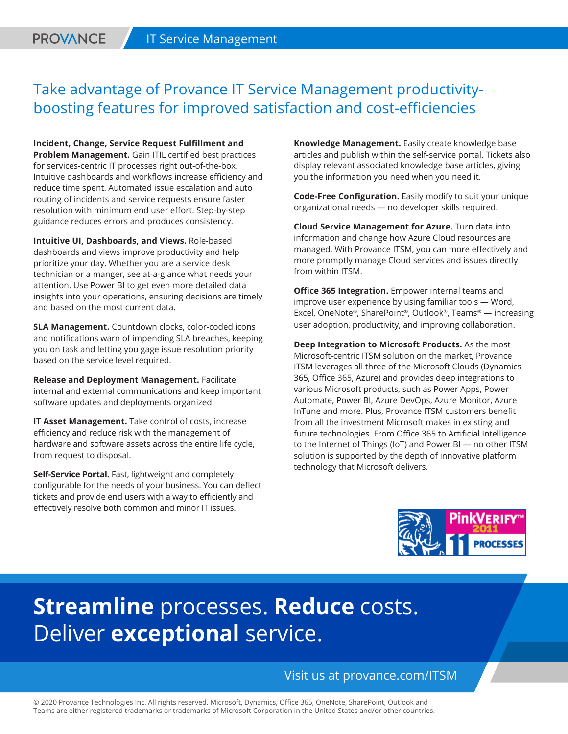# Take advantage of Provance IT Service Management productivity-boosting features for improved satisfaction and cost-efficiencies

**Incident, Change, Service Request Fulfillment and Problem Management.** Gain ITIL certified best practices for services-centric IT processes right out-of-the-box. Intuitive dashboards and workflows increase efficiency and reduce time spent. Automated issue escalation and auto routing of incidents and service requests ensure faster resolution with minimum end user effort. Step-by-step guidance reduces errors and produces consistency.

**Intuitive UI, Dashboards, and Views.** Role-based dashboards and views improve productivity and help prioritize your day. Whether you are a service desk technician or a manger, see at-a-glance what needs your attention. Use Power BI to get even more detailed data insights into your operations, ensuring decisions are timely and based on the most current data.

**SLA Management.** Countdown clocks, color-coded icons and notifications warn of impending SLA breaches, keeping you on task and letting you gage issue resolution priority based on the service level required.

**Release and Deployment Management.** Facilitate internal and external communications and keep important software updates and deployments organized.

**IT Asset Management.** Take control of costs, increase efficiency and reduce risk with the management of hardware and software assets across the entire life cycle, from request to disposal.

**Self-Service Portal.** Fast, lightweight and completely configurable for the needs of your business. You can deflect tickets and provide end users with a way to efficiently and effectively resolve both common and minor IT issues.

**Knowledge Management.** Easily create knowledge base articles and publish within the self-service portal. Tickets also display relevant associated knowledge base articles, giving you the information you need when you need it.

**Code-Free Configuration.** Easily modify to suit your unique organizational needs — no developer skills required.

**Cloud Service Management for Azure.** Turn data into information and change how Azure Cloud resources are managed. With Provance ITSM, you can more effectively and more promptly manage Cloud services and issues directly from within ITSM.

**Office 365 Integration.** Empower internal teams and improve user experience by using familiar tools — Word, Excel, OneNote®, SharePoint®, Outlook®, Teams® — increasing user adoption, productivity, and improving collaboration.

**Deep Integration to Microsoft Products.** As the most Microsoft-centric ITSM solution on the market, Provance ITSM leverages all three of the Microsoft Clouds (Dynamics 365, Office 365, Azure) and provides deep integrations to various Microsoft products, such as Power Apps, Power Automate, Power BI, Azure DevOps, Azure Monitor, Azure InTune and more. Plus, Provance ITSM customers benefit from all the investment Microsoft makes in existing and future technologies. From Office 365 to Artificial Intelligence to the Internet of Things (IoT) and Power BI — no other ITSM solution is supported by the depth of innovative platform technology that Microsoft delivers.

PinkVERIFY™ 2011 11 PROCESSES

## **Streamline** processes. **Reduce** costs. Deliver **exceptional** service.

Visit us at provance.com/ITSM

© 2020 Provance Technologies Inc. All rights reserved. Microsoft, Dynamics, Office 365, OneNote, SharePoint, Outlook and Teams are either registered trademarks or trademarks of Microsoft Corporation in the United States and/or other countries.